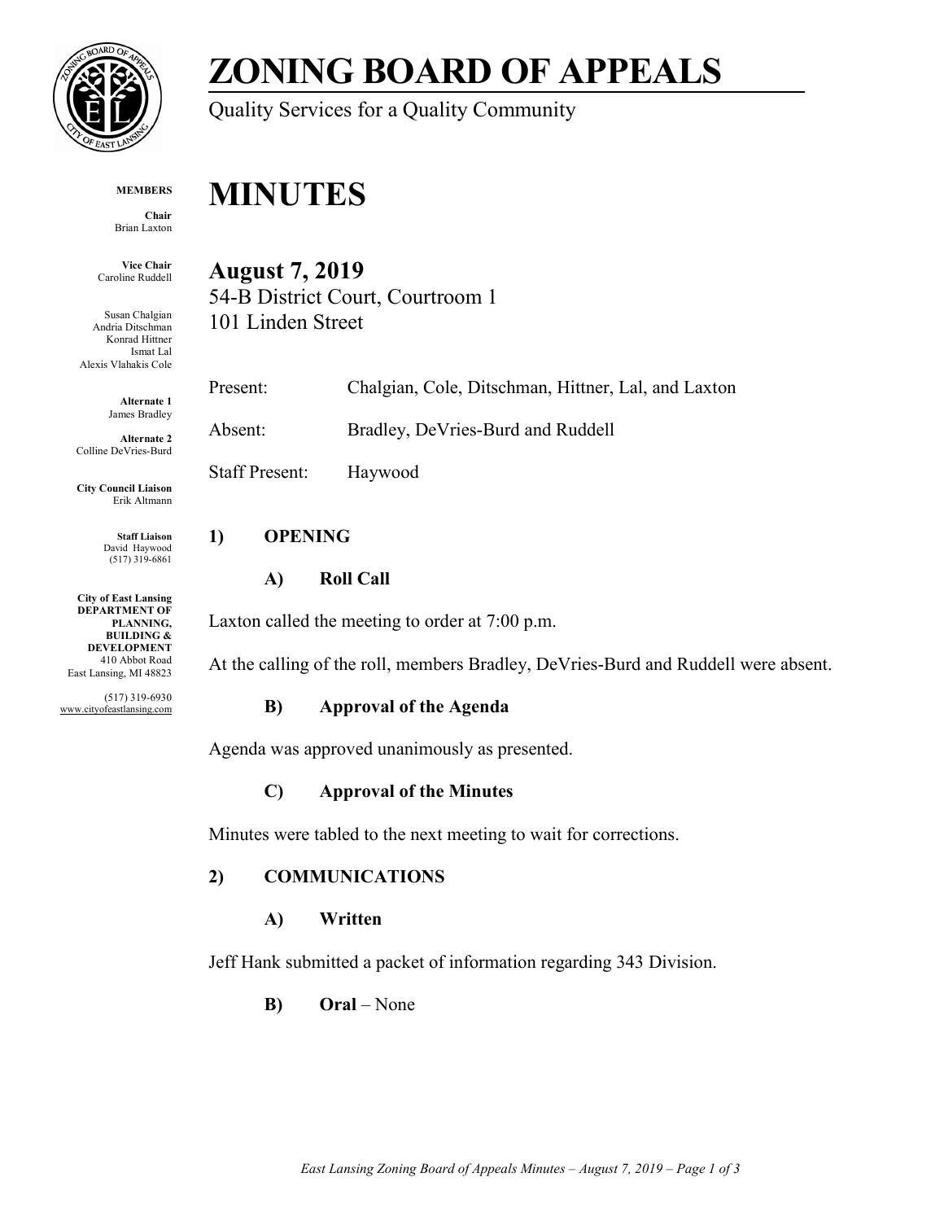# ZONING BOARD OF APPEALS

Quality Services for a Quality Community

**MEMBERS**

**Chair**
Brian Laxton

**Vice Chair**
Caroline Ruddell

Susan Chalgian
Andria Ditschman
Konrad Hittner
Ismat Lal
Alexis Vlahakis Cole

**Alternate 1**
James Bradley

**Alternate 2**
Colline DeVries-Burd

**City Council Liaison**
Erik Altmann

**Staff Liaison**
David Haywood
(517) 319-6861

**City of East Lansing**
**DEPARTMENT OF PLANNING, BUILDING & DEVELOPMENT**
410 Abbot Road
East Lansing, MI 48823

(517) 319-6930
www.cityofeastlansing.com

# MINUTES

## August 7, 2019

54-B District Court, Courtroom 1
101 Linden Street

| | |
|---|---|
| Present: | Chalgian, Cole, Ditschman, Hittner, Lal, and Laxton |
| Absent: | Bradley, DeVries-Burd and Ruddell |
| Staff Present: | Haywood |

### 1) OPENING

#### A) Roll Call

Laxton called the meeting to order at 7:00 p.m.

At the calling of the roll, members Bradley, DeVries-Burd and Ruddell were absent.

#### B) Approval of the Agenda

Agenda was approved unanimously as presented.

#### C) Approval of the Minutes

Minutes were tabled to the next meeting to wait for corrections.

### 2) COMMUNICATIONS

#### A) Written

Jeff Hank submitted a packet of information regarding 343 Division.

#### B) **Oral** – None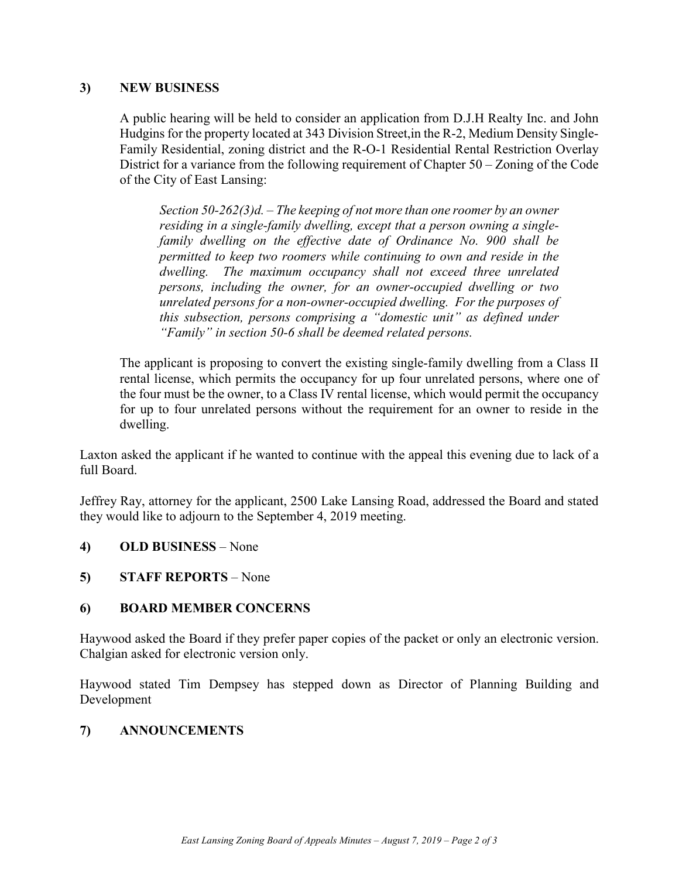**3) NEW BUSINESS**

A public hearing will be held to consider an application from D.J.H Realty Inc. and John Hudgins for the property located at 343 Division Street,in the R-2, Medium Density Single-Family Residential, zoning district and the R-O-1 Residential Rental Restriction Overlay District for a variance from the following requirement of Chapter 50 – Zoning of the Code of the City of East Lansing:

> *Section 50-262(3)d. – The keeping of not more than one roomer by an owner residing in a single-family dwelling, except that a person owning a single-family dwelling on the effective date of Ordinance No. 900 shall be permitted to keep two roomers while continuing to own and reside in the dwelling. The maximum occupancy shall not exceed three unrelated persons, including the owner, for an owner-occupied dwelling or two unrelated persons for a non-owner-occupied dwelling. For the purposes of this subsection, persons comprising a "domestic unit" as defined under "Family" in section 50-6 shall be deemed related persons.*

The applicant is proposing to convert the existing single-family dwelling from a Class II rental license, which permits the occupancy for up four unrelated persons, where one of the four must be the owner, to a Class IV rental license, which would permit the occupancy for up to four unrelated persons without the requirement for an owner to reside in the dwelling.

Laxton asked the applicant if he wanted to continue with the appeal this evening due to lack of a full Board.

Jeffrey Ray, attorney for the applicant, 2500 Lake Lansing Road, addressed the Board and stated they would like to adjourn to the September 4, 2019 meeting.

**4) OLD BUSINESS** – None

**5) STAFF REPORTS** – None

**6) BOARD MEMBER CONCERNS**

Haywood asked the Board if they prefer paper copies of the packet or only an electronic version. Chalgian asked for electronic version only.

Haywood stated Tim Dempsey has stepped down as Director of Planning Building and Development

**7) ANNOUNCEMENTS**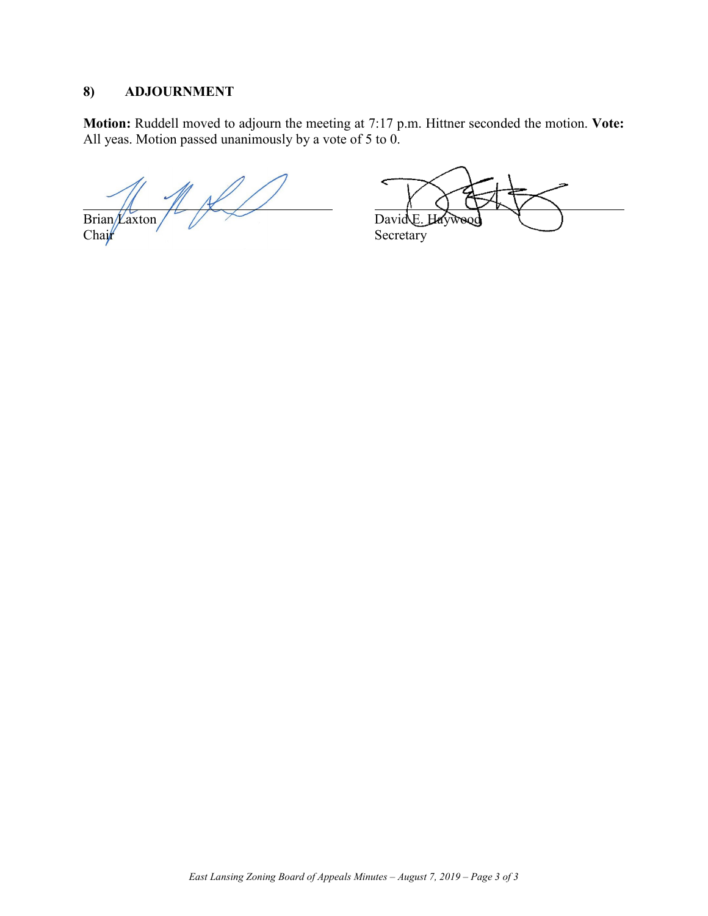## 8) ADJOURNMENT

**Motion:** Ruddell moved to adjourn the meeting at 7:17 p.m. Hittner seconded the motion. **Vote:** All yeas. Motion passed unanimously by a vote of 5 to 0.

Brian Laxton
Chair

David E. Haywood
Secretary